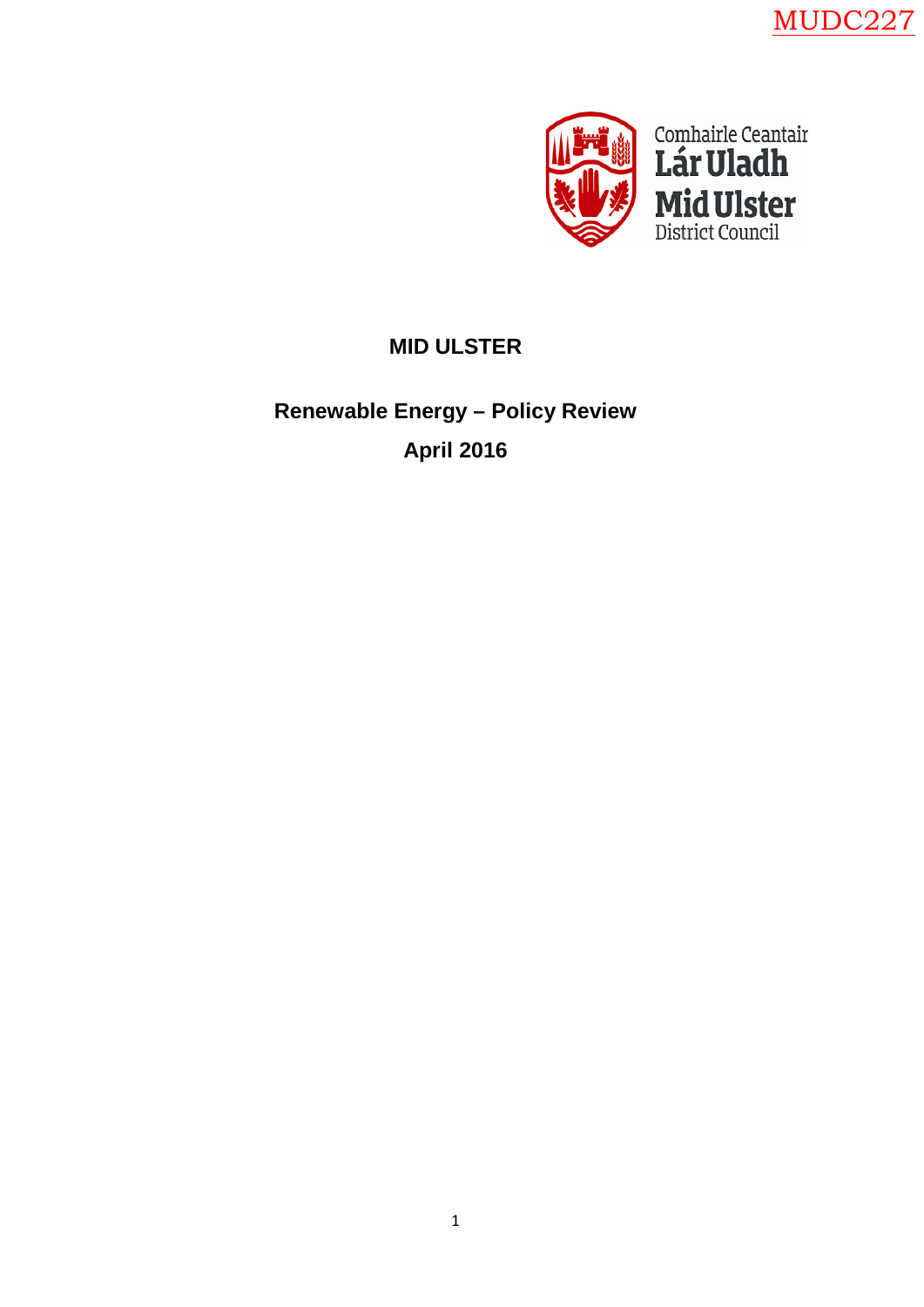MUDC227

Comhairle Ceantair
Lár Uladh
Mid Ulster
District Council

# MID ULSTER

## Renewable Energy – Policy Review

## April 2016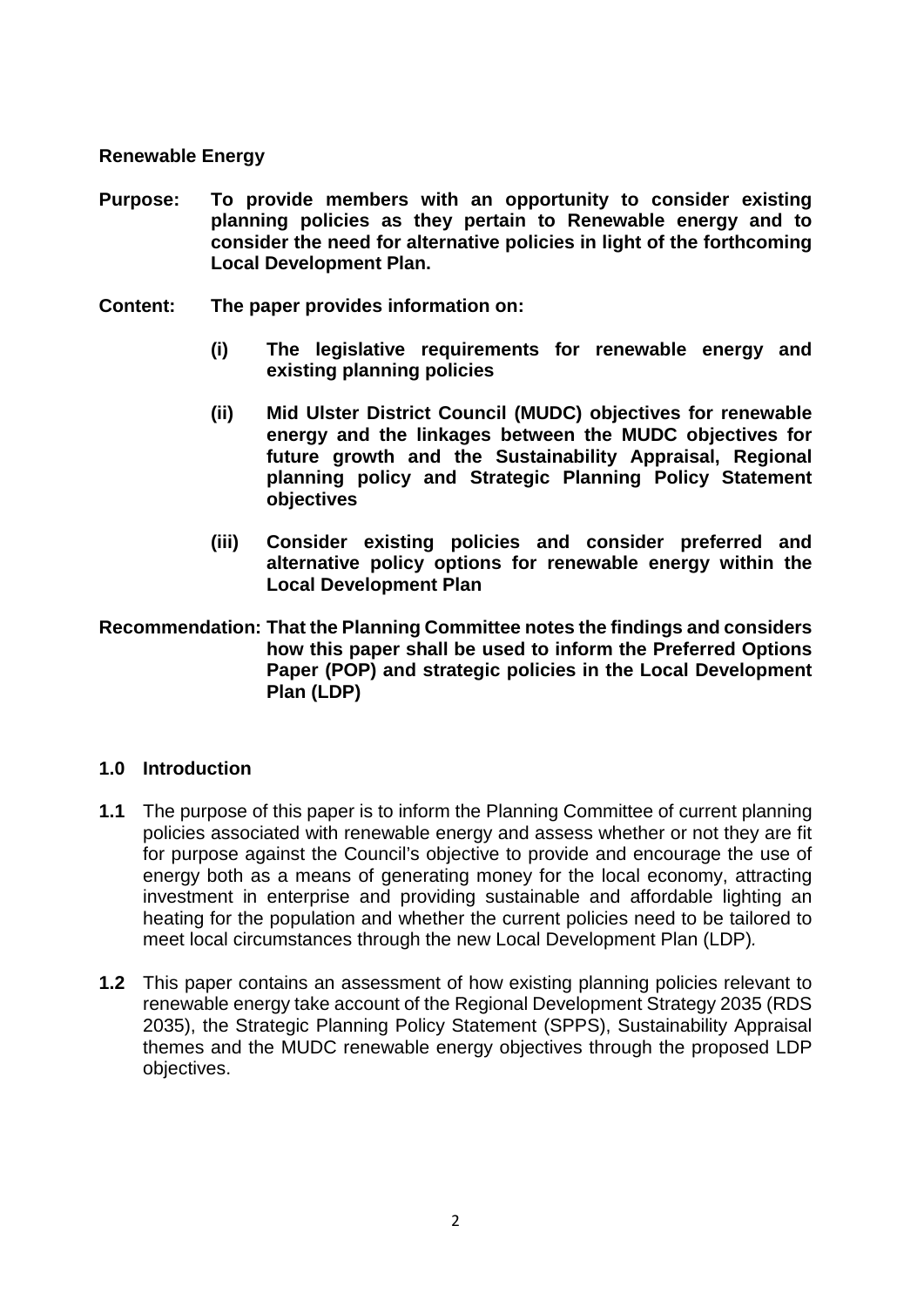**Renewable Energy**

**Purpose:** **To provide members with an opportunity to consider existing planning policies as they pertain to Renewable energy and to consider the need for alternative policies in light of the forthcoming Local Development Plan.**

**Content:** **The paper provides information on:**

- **(i) The legislative requirements for renewable energy and existing planning policies**
- **(ii) Mid Ulster District Council (MUDC) objectives for renewable energy and the linkages between the MUDC objectives for future growth and the Sustainability Appraisal, Regional planning policy and Strategic Planning Policy Statement objectives**
- **(iii) Consider existing policies and consider preferred and alternative policy options for renewable energy within the Local Development Plan**

**Recommendation:** **That the Planning Committee notes the findings and considers how this paper shall be used to inform the Preferred Options Paper (POP) and strategic policies in the Local Development Plan (LDP)**

## 1.0 Introduction

**1.1** The purpose of this paper is to inform the Planning Committee of current planning policies associated with renewable energy and assess whether or not they are fit for purpose against the Council's objective to provide and encourage the use of energy both as a means of generating money for the local economy, attracting investment in enterprise and providing sustainable and affordable lighting an heating for the population and whether the current policies need to be tailored to meet local circumstances through the new Local Development Plan (LDP).

**1.2** This paper contains an assessment of how existing planning policies relevant to renewable energy take account of the Regional Development Strategy 2035 (RDS 2035), the Strategic Planning Policy Statement (SPPS), Sustainability Appraisal themes and the MUDC renewable energy objectives through the proposed LDP objectives.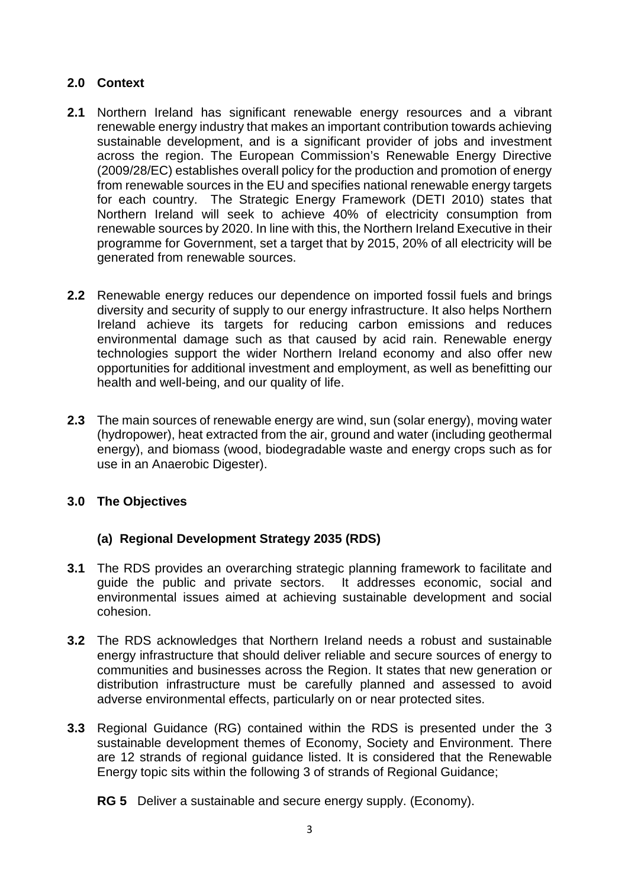## 2.0 Context

**2.1** Northern Ireland has significant renewable energy resources and a vibrant renewable energy industry that makes an important contribution towards achieving sustainable development, and is a significant provider of jobs and investment across the region. The European Commission's Renewable Energy Directive (2009/28/EC) establishes overall policy for the production and promotion of energy from renewable sources in the EU and specifies national renewable energy targets for each country. The Strategic Energy Framework (DETI 2010) states that Northern Ireland will seek to achieve 40% of electricity consumption from renewable sources by 2020. In line with this, the Northern Ireland Executive in their programme for Government, set a target that by 2015, 20% of all electricity will be generated from renewable sources.

**2.2** Renewable energy reduces our dependence on imported fossil fuels and brings diversity and security of supply to our energy infrastructure. It also helps Northern Ireland achieve its targets for reducing carbon emissions and reduces environmental damage such as that caused by acid rain. Renewable energy technologies support the wider Northern Ireland economy and also offer new opportunities for additional investment and employment, as well as benefitting our health and well-being, and our quality of life.

**2.3** The main sources of renewable energy are wind, sun (solar energy), moving water (hydropower), heat extracted from the air, ground and water (including geothermal energy), and biomass (wood, biodegradable waste and energy crops such as for use in an Anaerobic Digester).

## 3.0 The Objectives

### (a) Regional Development Strategy 2035 (RDS)

**3.1** The RDS provides an overarching strategic planning framework to facilitate and guide the public and private sectors. It addresses economic, social and environmental issues aimed at achieving sustainable development and social cohesion.

**3.2** The RDS acknowledges that Northern Ireland needs a robust and sustainable energy infrastructure that should deliver reliable and secure sources of energy to communities and businesses across the Region. It states that new generation or distribution infrastructure must be carefully planned and assessed to avoid adverse environmental effects, particularly on or near protected sites.

**3.3** Regional Guidance (RG) contained within the RDS is presented under the 3 sustainable development themes of Economy, Society and Environment. There are 12 strands of regional guidance listed. It is considered that the Renewable Energy topic sits within the following 3 of strands of Regional Guidance;

**RG 5** Deliver a sustainable and secure energy supply. (Economy).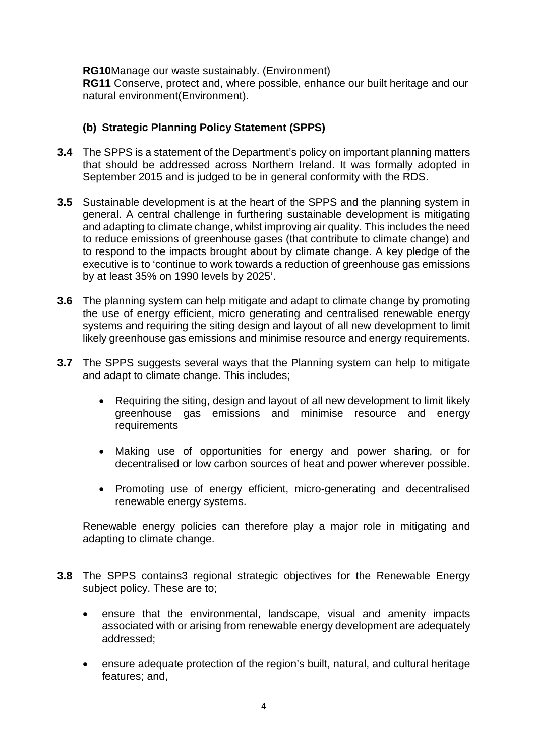**RG10**Manage our waste sustainably. (Environment)
**RG11** Conserve, protect and, where possible, enhance our built heritage and our natural environment(Environment).

### (b) Strategic Planning Policy Statement (SPPS)

**3.4** The SPPS is a statement of the Department's policy on important planning matters that should be addressed across Northern Ireland. It was formally adopted in September 2015 and is judged to be in general conformity with the RDS.

**3.5** Sustainable development is at the heart of the SPPS and the planning system in general. A central challenge in furthering sustainable development is mitigating and adapting to climate change, whilst improving air quality. This includes the need to reduce emissions of greenhouse gases (that contribute to climate change) and to respond to the impacts brought about by climate change. A key pledge of the executive is to 'continue to work towards a reduction of greenhouse gas emissions by at least 35% on 1990 levels by 2025'.

**3.6** The planning system can help mitigate and adapt to climate change by promoting the use of energy efficient, micro generating and centralised renewable energy systems and requiring the siting design and layout of all new development to limit likely greenhouse gas emissions and minimise resource and energy requirements.

**3.7** The SPPS suggests several ways that the Planning system can help to mitigate and adapt to climate change. This includes;

- Requiring the siting, design and layout of all new development to limit likely greenhouse gas emissions and minimise resource and energy requirements
- Making use of opportunities for energy and power sharing, or for decentralised or low carbon sources of heat and power wherever possible.
- Promoting use of energy efficient, micro-generating and decentralised renewable energy systems.

Renewable energy policies can therefore play a major role in mitigating and adapting to climate change.

**3.8** The SPPS contains3 regional strategic objectives for the Renewable Energy subject policy. These are to;

- ensure that the environmental, landscape, visual and amenity impacts associated with or arising from renewable energy development are adequately addressed;
- ensure adequate protection of the region's built, natural, and cultural heritage features; and,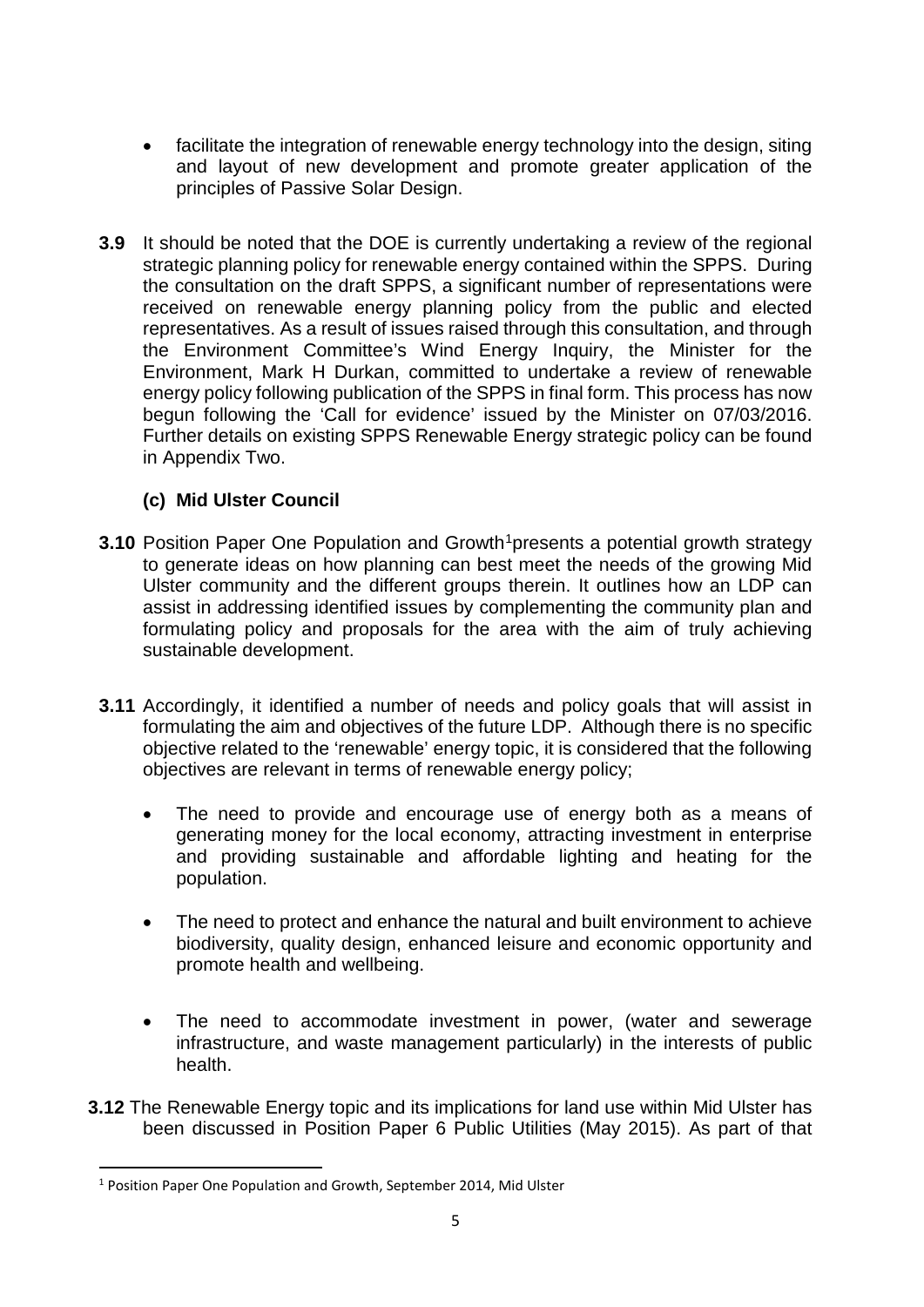- facilitate the integration of renewable energy technology into the design, siting and layout of new development and promote greater application of the principles of Passive Solar Design.

**3.9** It should be noted that the DOE is currently undertaking a review of the regional strategic planning policy for renewable energy contained within the SPPS. During the consultation on the draft SPPS, a significant number of representations were received on renewable energy planning policy from the public and elected representatives. As a result of issues raised through this consultation, and through the Environment Committee's Wind Energy Inquiry, the Minister for the Environment, Mark H Durkan, committed to undertake a review of renewable energy policy following publication of the SPPS in final form. This process has now begun following the 'Call for evidence' issued by the Minister on 07/03/2016. Further details on existing SPPS Renewable Energy strategic policy can be found in Appendix Two.

### (c) Mid Ulster Council

**3.10** Position Paper One Population and Growth[1]presents a potential growth strategy to generate ideas on how planning can best meet the needs of the growing Mid Ulster community and the different groups therein. It outlines how an LDP can assist in addressing identified issues by complementing the community plan and formulating policy and proposals for the area with the aim of truly achieving sustainable development.

**3.11** Accordingly, it identified a number of needs and policy goals that will assist in formulating the aim and objectives of the future LDP. Although there is no specific objective related to the 'renewable' energy topic, it is considered that the following objectives are relevant in terms of renewable energy policy;

- The need to provide and encourage use of energy both as a means of generating money for the local economy, attracting investment in enterprise and providing sustainable and affordable lighting and heating for the population.
- The need to protect and enhance the natural and built environment to achieve biodiversity, quality design, enhanced leisure and economic opportunity and promote health and wellbeing.
- The need to accommodate investment in power, (water and sewerage infrastructure, and waste management particularly) in the interests of public health.

**3.12** The Renewable Energy topic and its implications for land use within Mid Ulster has been discussed in Position Paper 6 Public Utilities (May 2015). As part of that

[1] Position Paper One Population and Growth, September 2014, Mid Ulster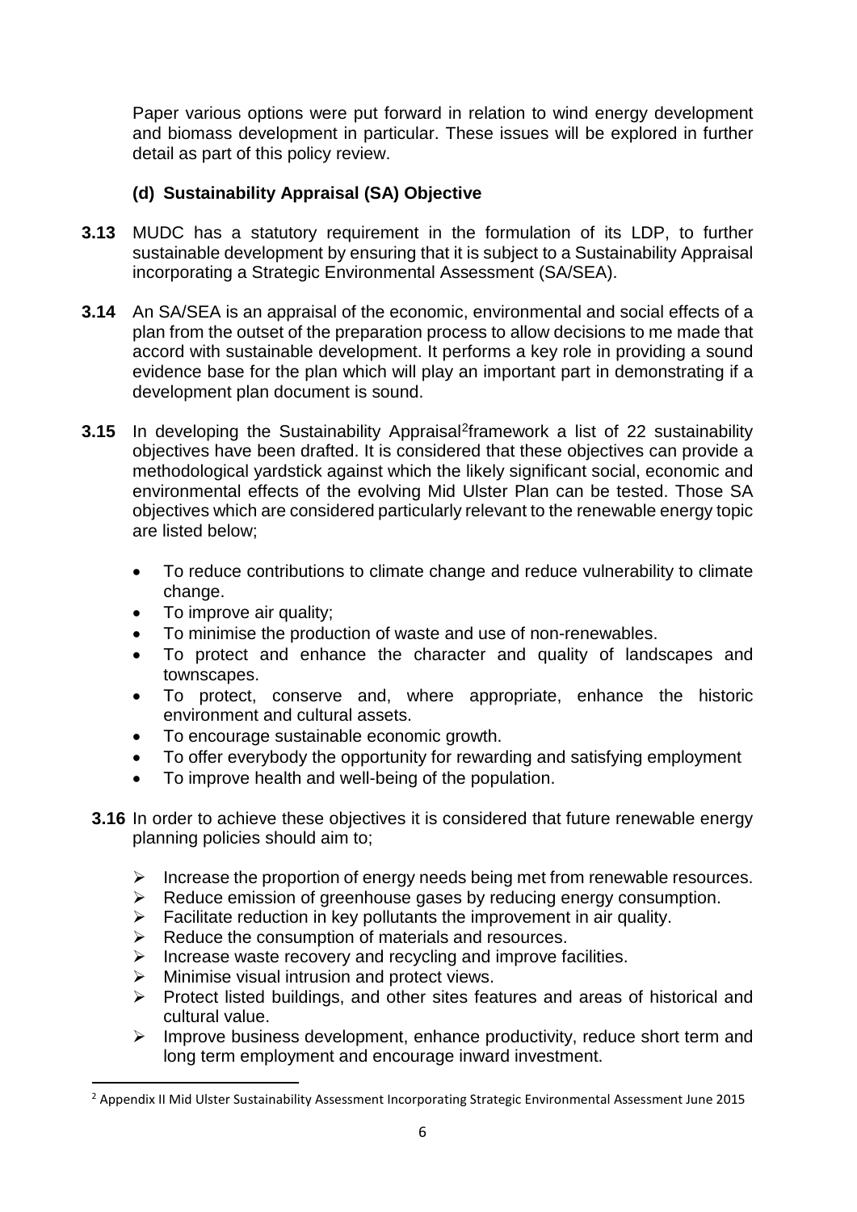Paper various options were put forward in relation to wind energy development and biomass development in particular. These issues will be explored in further detail as part of this policy review.

### (d) Sustainability Appraisal (SA) Objective

**3.13** MUDC has a statutory requirement in the formulation of its LDP, to further sustainable development by ensuring that it is subject to a Sustainability Appraisal incorporating a Strategic Environmental Assessment (SA/SEA).

**3.14** An SA/SEA is an appraisal of the economic, environmental and social effects of a plan from the outset of the preparation process to allow decisions to me made that accord with sustainable development. It performs a key role in providing a sound evidence base for the plan which will play an important part in demonstrating if a development plan document is sound.

**3.15** In developing the Sustainability Appraisal[2]framework a list of 22 sustainability objectives have been drafted. It is considered that these objectives can provide a methodological yardstick against which the likely significant social, economic and environmental effects of the evolving Mid Ulster Plan can be tested. Those SA objectives which are considered particularly relevant to the renewable energy topic are listed below;

- To reduce contributions to climate change and reduce vulnerability to climate change.
- To improve air quality;
- To minimise the production of waste and use of non-renewables.
- To protect and enhance the character and quality of landscapes and townscapes.
- To protect, conserve and, where appropriate, enhance the historic environment and cultural assets.
- To encourage sustainable economic growth.
- To offer everybody the opportunity for rewarding and satisfying employment
- To improve health and well-being of the population.

**3.16** In order to achieve these objectives it is considered that future renewable energy planning policies should aim to;

- Increase the proportion of energy needs being met from renewable resources.
- Reduce emission of greenhouse gases by reducing energy consumption.
- Facilitate reduction in key pollutants the improvement in air quality.
- Reduce the consumption of materials and resources.
- Increase waste recovery and recycling and improve facilities.
- Minimise visual intrusion and protect views.
- Protect listed buildings, and other sites features and areas of historical and cultural value.
- Improve business development, enhance productivity, reduce short term and long term employment and encourage inward investment.

---

[2] Appendix II Mid Ulster Sustainability Assessment Incorporating Strategic Environmental Assessment June 2015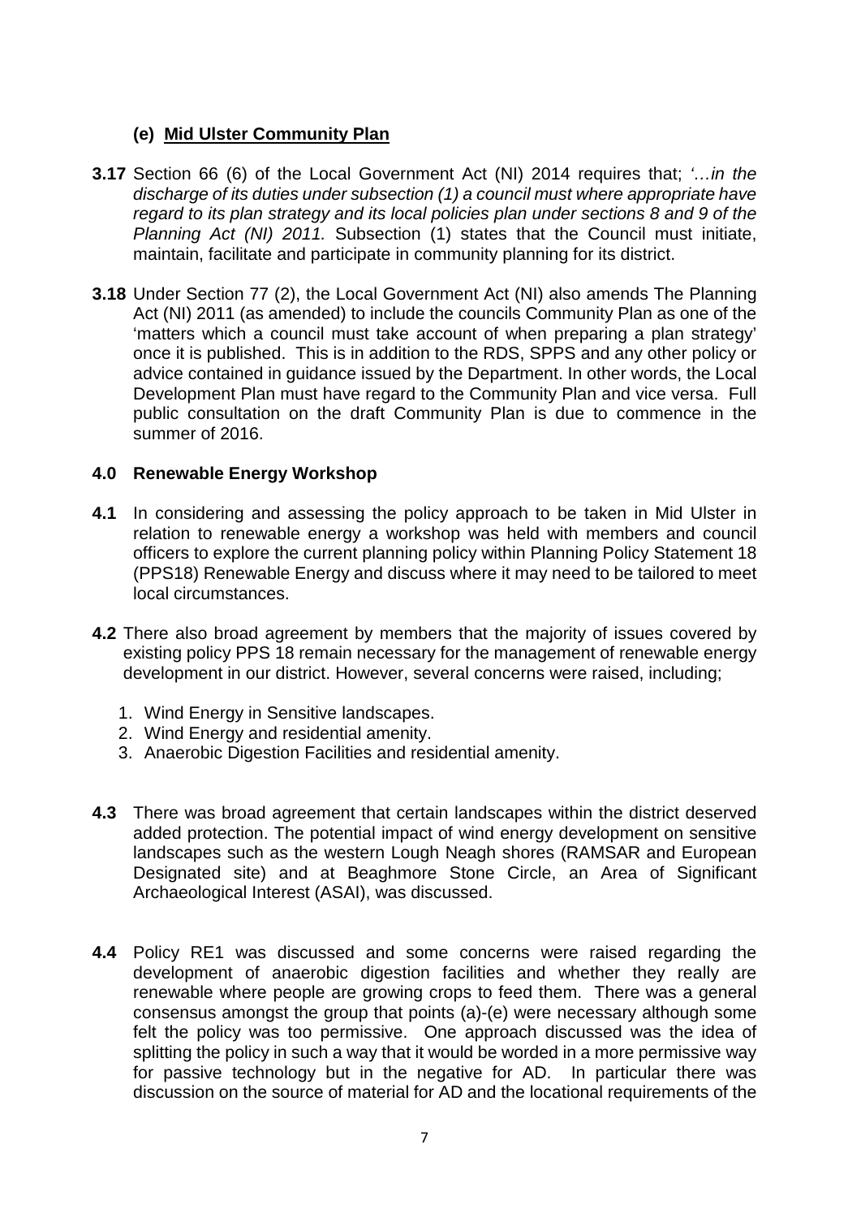### (e) <u>Mid Ulster Community Plan</u>

**3.17** Section 66 (6) of the Local Government Act (NI) 2014 requires that; *'…in the discharge of its duties under subsection (1) a council must where appropriate have regard to its plan strategy and its local policies plan under sections 8 and 9 of the Planning Act (NI) 2011.* Subsection (1) states that the Council must initiate, maintain, facilitate and participate in community planning for its district.

**3.18** Under Section 77 (2), the Local Government Act (NI) also amends The Planning Act (NI) 2011 (as amended) to include the councils Community Plan as one of the 'matters which a council must take account of when preparing a plan strategy' once it is published. This is in addition to the RDS, SPPS and any other policy or advice contained in guidance issued by the Department. In other words, the Local Development Plan must have regard to the Community Plan and vice versa. Full public consultation on the draft Community Plan is due to commence in the summer of 2016.

## 4.0 Renewable Energy Workshop

**4.1** In considering and assessing the policy approach to be taken in Mid Ulster in relation to renewable energy a workshop was held with members and council officers to explore the current planning policy within Planning Policy Statement 18 (PPS18) Renewable Energy and discuss where it may need to be tailored to meet local circumstances.

**4.2** There also broad agreement by members that the majority of issues covered by existing policy PPS 18 remain necessary for the management of renewable energy development in our district. However, several concerns were raised, including;

1. Wind Energy in Sensitive landscapes.
2. Wind Energy and residential amenity.
3. Anaerobic Digestion Facilities and residential amenity.

**4.3** There was broad agreement that certain landscapes within the district deserved added protection. The potential impact of wind energy development on sensitive landscapes such as the western Lough Neagh shores (RAMSAR and European Designated site) and at Beaghmore Stone Circle, an Area of Significant Archaeological Interest (ASAI), was discussed.

**4.4** Policy RE1 was discussed and some concerns were raised regarding the development of anaerobic digestion facilities and whether they really are renewable where people are growing crops to feed them. There was a general consensus amongst the group that points (a)-(e) were necessary although some felt the policy was too permissive. One approach discussed was the idea of splitting the policy in such a way that it would be worded in a more permissive way for passive technology but in the negative for AD. In particular there was discussion on the source of material for AD and the locational requirements of the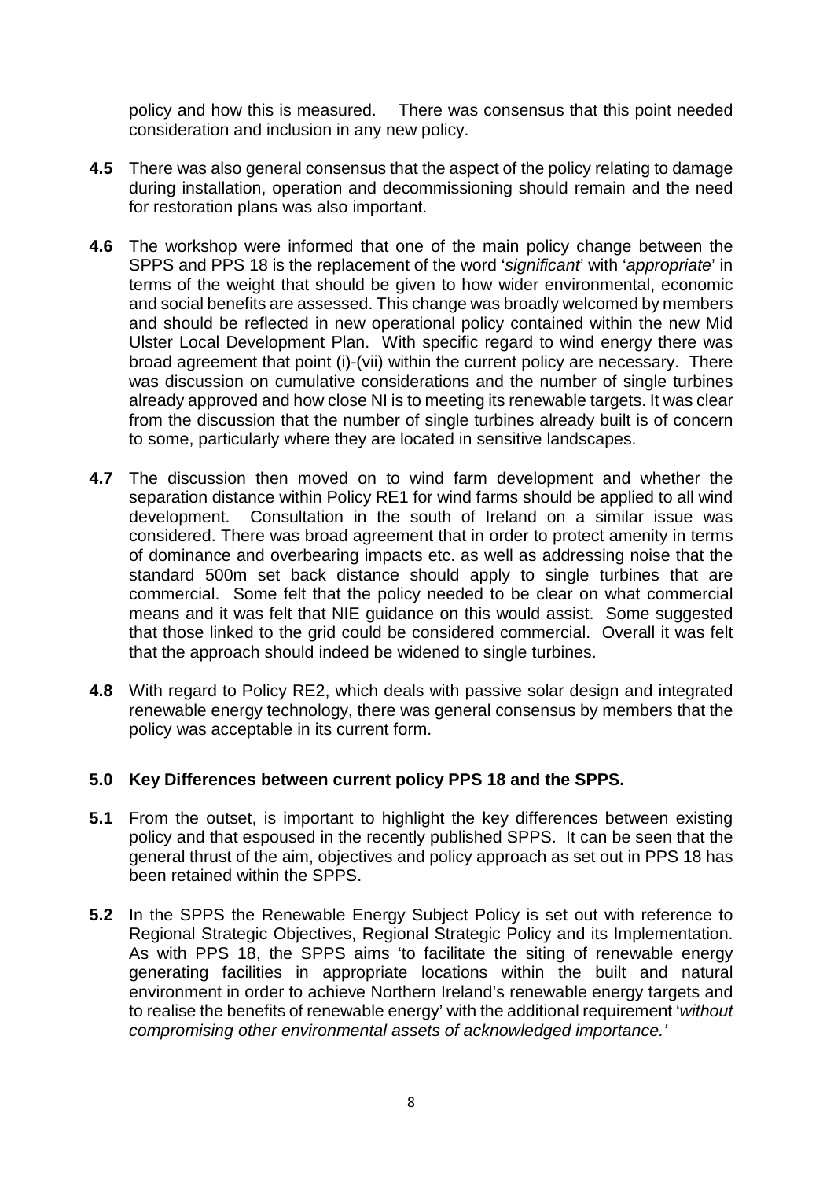policy and how this is measured. There was consensus that this point needed consideration and inclusion in any new policy.

**4.5** There was also general consensus that the aspect of the policy relating to damage during installation, operation and decommissioning should remain and the need for restoration plans was also important.

**4.6** The workshop were informed that one of the main policy change between the SPPS and PPS 18 is the replacement of the word '*significant*' with '*appropriate*' in terms of the weight that should be given to how wider environmental, economic and social benefits are assessed. This change was broadly welcomed by members and should be reflected in new operational policy contained within the new Mid Ulster Local Development Plan. With specific regard to wind energy there was broad agreement that point (i)-(vii) within the current policy are necessary. There was discussion on cumulative considerations and the number of single turbines already approved and how close NI is to meeting its renewable targets. It was clear from the discussion that the number of single turbines already built is of concern to some, particularly where they are located in sensitive landscapes.

**4.7** The discussion then moved on to wind farm development and whether the separation distance within Policy RE1 for wind farms should be applied to all wind development. Consultation in the south of Ireland on a similar issue was considered. There was broad agreement that in order to protect amenity in terms of dominance and overbearing impacts etc. as well as addressing noise that the standard 500m set back distance should apply to single turbines that are commercial. Some felt that the policy needed to be clear on what commercial means and it was felt that NIE guidance on this would assist. Some suggested that those linked to the grid could be considered commercial. Overall it was felt that the approach should indeed be widened to single turbines.

**4.8** With regard to Policy RE2, which deals with passive solar design and integrated renewable energy technology, there was general consensus by members that the policy was acceptable in its current form.

## 5.0 Key Differences between current policy PPS 18 and the SPPS.

**5.1** From the outset, is important to highlight the key differences between existing policy and that espoused in the recently published SPPS. It can be seen that the general thrust of the aim, objectives and policy approach as set out in PPS 18 has been retained within the SPPS.

**5.2** In the SPPS the Renewable Energy Subject Policy is set out with reference to Regional Strategic Objectives, Regional Strategic Policy and its Implementation. As with PPS 18, the SPPS aims 'to facilitate the siting of renewable energy generating facilities in appropriate locations within the built and natural environment in order to achieve Northern Ireland's renewable energy targets and to realise the benefits of renewable energy' with the additional requirement '*without compromising other environmental assets of acknowledged importance.'*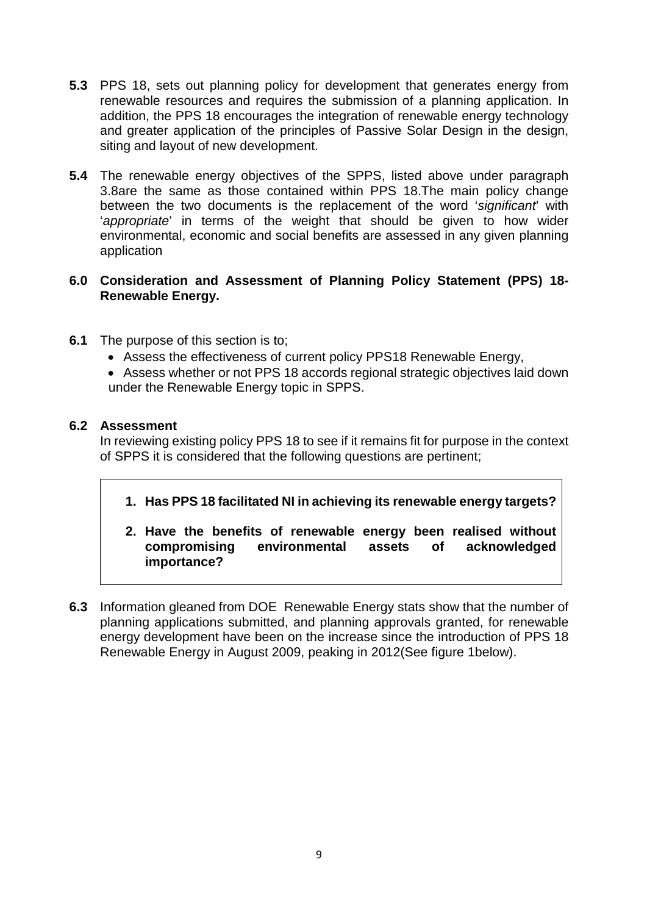**5.3** PPS 18, sets out planning policy for development that generates energy from renewable resources and requires the submission of a planning application. In addition, the PPS 18 encourages the integration of renewable energy technology and greater application of the principles of Passive Solar Design in the design, siting and layout of new development.

**5.4** The renewable energy objectives of the SPPS, listed above under paragraph 3.8are the same as those contained within PPS 18.The main policy change between the two documents is the replacement of the word '*significant*' with '*appropriate*' in terms of the weight that should be given to how wider environmental, economic and social benefits are assessed in any given planning application

## 6.0 Consideration and Assessment of Planning Policy Statement (PPS) 18-Renewable Energy.

**6.1** The purpose of this section is to;

- Assess the effectiveness of current policy PPS18 Renewable Energy,
- Assess whether or not PPS 18 accords regional strategic objectives laid down under the Renewable Energy topic in SPPS.

### 6.2 Assessment

In reviewing existing policy PPS 18 to see if it remains fit for purpose in the context of SPPS it is considered that the following questions are pertinent;

1. **Has PPS 18 facilitated NI in achieving its renewable energy targets?**
2. **Have the benefits of renewable energy been realised without compromising environmental assets of acknowledged importance?**

**6.3** Information gleaned from DOE Renewable Energy stats show that the number of planning applications submitted, and planning approvals granted, for renewable energy development have been on the increase since the introduction of PPS 18 Renewable Energy in August 2009, peaking in 2012(See figure 1below).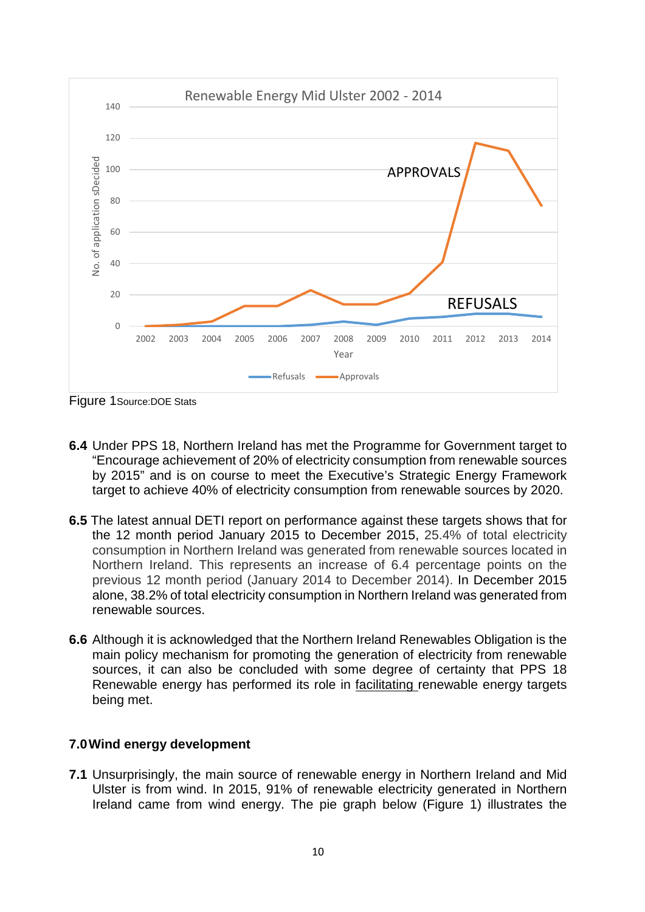Figure 1Source:DOE Stats

**6.4** Under PPS 18, Northern Ireland has met the Programme for Government target to "Encourage achievement of 20% of electricity consumption from renewable sources by 2015" and is on course to meet the Executive's Strategic Energy Framework target to achieve 40% of electricity consumption from renewable sources by 2020.

**6.5** The latest annual DETI report on performance against these targets shows that for the 12 month period January 2015 to December 2015, 25.4% of total electricity consumption in Northern Ireland was generated from renewable sources located in Northern Ireland. This represents an increase of 6.4 percentage points on the previous 12 month period (January 2014 to December 2014). In December 2015 alone, 38.2% of total electricity consumption in Northern Ireland was generated from renewable sources.

**6.6** Although it is acknowledged that the Northern Ireland Renewables Obligation is the main policy mechanism for promoting the generation of electricity from renewable sources, it can also be concluded with some degree of certainty that PPS 18 Renewable energy has performed its role in facilitating renewable energy targets being met.

## 7.0 Wind energy development

**7.1** Unsurprisingly, the main source of renewable energy in Northern Ireland and Mid Ulster is from wind. In 2015, 91% of renewable electricity generated in Northern Ireland came from wind energy. The pie graph below (Figure 1) illustrates the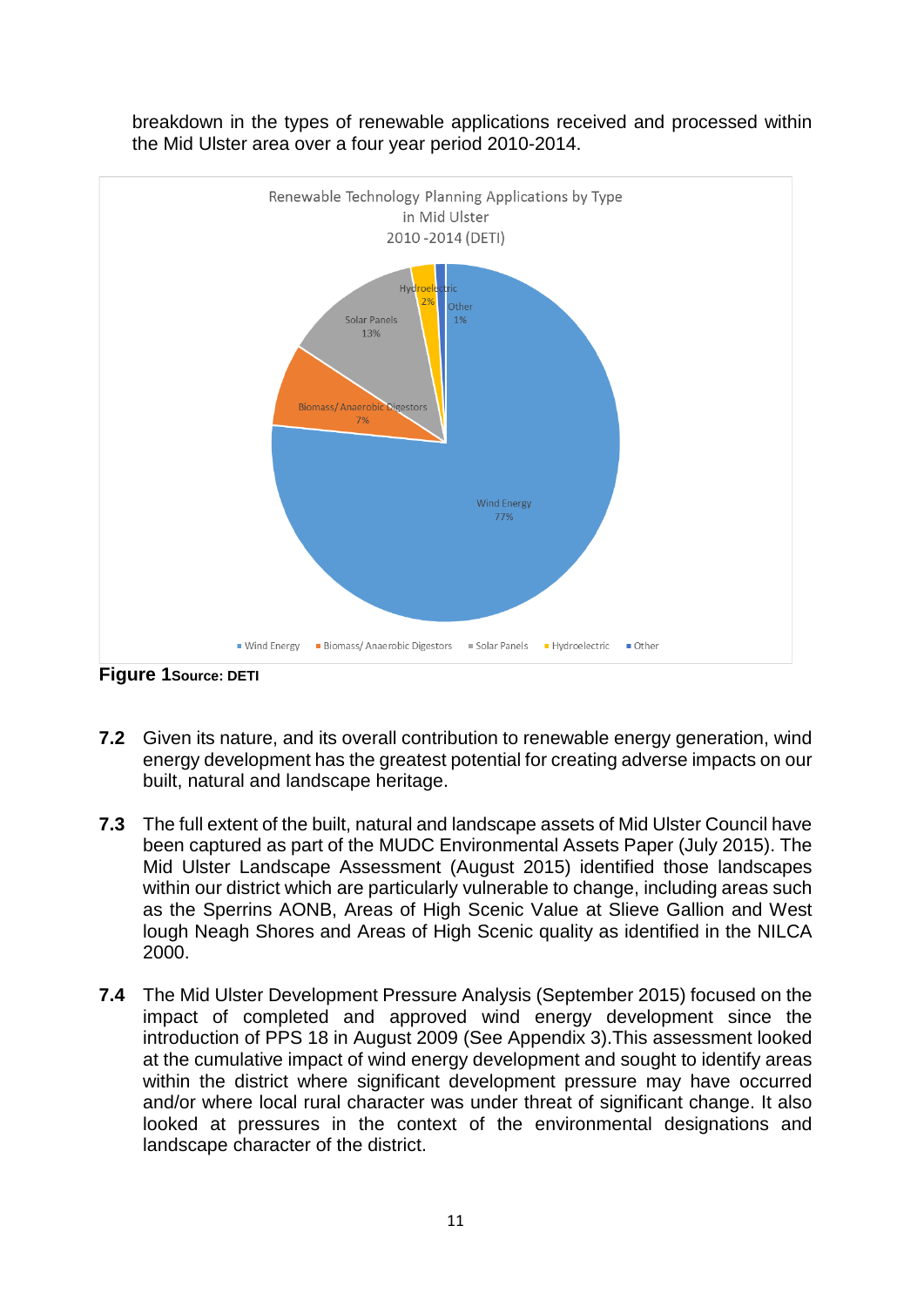breakdown in the types of renewable applications received and processed within the Mid Ulster area over a four year period 2010-2014.

Renewable Technology Planning Applications by Type in Mid Ulster 2010 -2014 (DETI)

| Type | Percentage |
|---|---|
| Wind Energy | 77% |
| Biomass/ Anaerobic Digestors | 7% |
| Solar Panels | 13% |
| Hydroelectric | 2% |
| Other | 1% |

**Figure 1** **Source: DETI**

**7.2** Given its nature, and its overall contribution to renewable energy generation, wind energy development has the greatest potential for creating adverse impacts on our built, natural and landscape heritage.

**7.3** The full extent of the built, natural and landscape assets of Mid Ulster Council have been captured as part of the MUDC Environmental Assets Paper (July 2015). The Mid Ulster Landscape Assessment (August 2015) identified those landscapes within our district which are particularly vulnerable to change, including areas such as the Sperrins AONB, Areas of High Scenic Value at Slieve Gallion and West lough Neagh Shores and Areas of High Scenic quality as identified in the NILCA 2000.

**7.4** The Mid Ulster Development Pressure Analysis (September 2015) focused on the impact of completed and approved wind energy development since the introduction of PPS 18 in August 2009 (See Appendix 3).This assessment looked at the cumulative impact of wind energy development and sought to identify areas within the district where significant development pressure may have occurred and/or where local rural character was under threat of significant change. It also looked at pressures in the context of the environmental designations and landscape character of the district.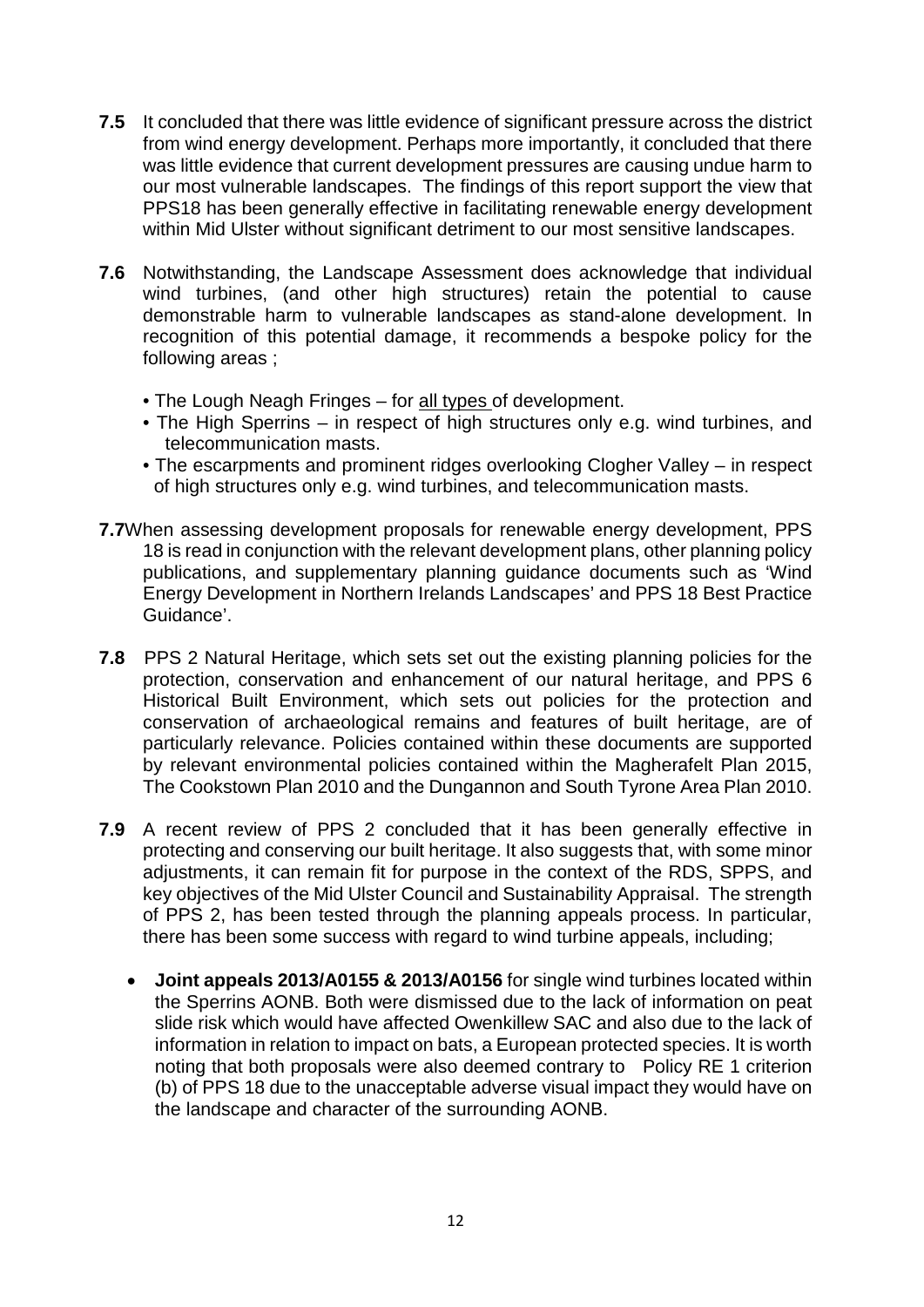**7.5** It concluded that there was little evidence of significant pressure across the district from wind energy development. Perhaps more importantly, it concluded that there was little evidence that current development pressures are causing undue harm to our most vulnerable landscapes. The findings of this report support the view that PPS18 has been generally effective in facilitating renewable energy development within Mid Ulster without significant detriment to our most sensitive landscapes.

**7.6** Notwithstanding, the Landscape Assessment does acknowledge that individual wind turbines, (and other high structures) retain the potential to cause demonstrable harm to vulnerable landscapes as stand-alone development. In recognition of this potential damage, it recommends a bespoke policy for the following areas ;

- The Lough Neagh Fringes – for <u>all types</u> of development.
- The High Sperrins – in respect of high structures only e.g. wind turbines, and telecommunication masts.
- The escarpments and prominent ridges overlooking Clogher Valley – in respect of high structures only e.g. wind turbines, and telecommunication masts.

**7.7** When assessing development proposals for renewable energy development, PPS 18 is read in conjunction with the relevant development plans, other planning policy publications, and supplementary planning guidance documents such as 'Wind Energy Development in Northern Irelands Landscapes' and PPS 18 Best Practice Guidance'.

**7.8** PPS 2 Natural Heritage, which sets set out the existing planning policies for the protection, conservation and enhancement of our natural heritage, and PPS 6 Historical Built Environment, which sets out policies for the protection and conservation of archaeological remains and features of built heritage, are of particularly relevance. Policies contained within these documents are supported by relevant environmental policies contained within the Magherafelt Plan 2015, The Cookstown Plan 2010 and the Dungannon and South Tyrone Area Plan 2010.

**7.9** A recent review of PPS 2 concluded that it has been generally effective in protecting and conserving our built heritage. It also suggests that, with some minor adjustments, it can remain fit for purpose in the context of the RDS, SPPS, and key objectives of the Mid Ulster Council and Sustainability Appraisal. The strength of PPS 2, has been tested through the planning appeals process. In particular, there has been some success with regard to wind turbine appeals, including;

- **Joint appeals 2013/A0155 & 2013/A0156** for single wind turbines located within the Sperrins AONB. Both were dismissed due to the lack of information on peat slide risk which would have affected Owenkillew SAC and also due to the lack of information in relation to impact on bats, a European protected species. It is worth noting that both proposals were also deemed contrary to Policy RE 1 criterion (b) of PPS 18 due to the unacceptable adverse visual impact they would have on the landscape and character of the surrounding AONB.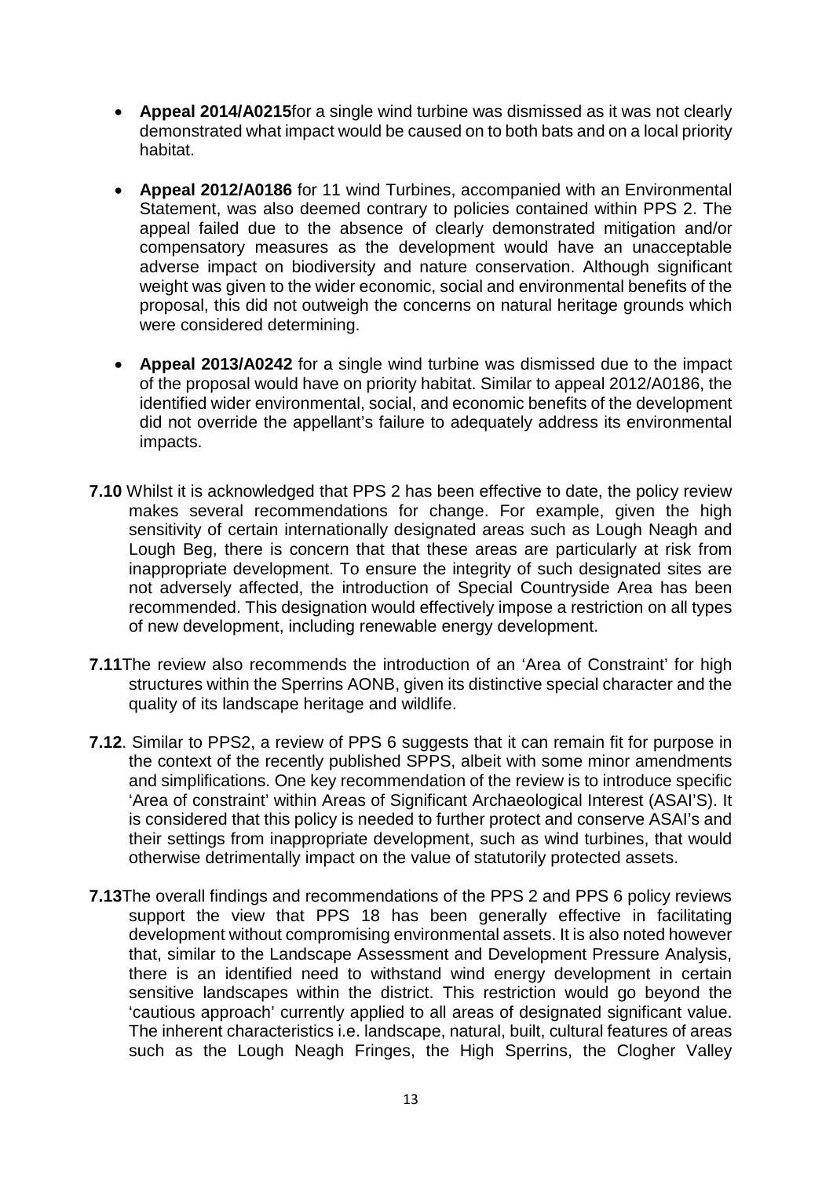- **Appeal 2014/A0215**for a single wind turbine was dismissed as it was not clearly demonstrated what impact would be caused on to both bats and on a local priority habitat.

- **Appeal 2012/A0186** for 11 wind Turbines, accompanied with an Environmental Statement, was also deemed contrary to policies contained within PPS 2. The appeal failed due to the absence of clearly demonstrated mitigation and/or compensatory measures as the development would have an unacceptable adverse impact on biodiversity and nature conservation. Although significant weight was given to the wider economic, social and environmental benefits of the proposal, this did not outweigh the concerns on natural heritage grounds which were considered determining.

- **Appeal 2013/A0242** for a single wind turbine was dismissed due to the impact of the proposal would have on priority habitat. Similar to appeal 2012/A0186, the identified wider environmental, social, and economic benefits of the development did not override the appellant's failure to adequately address its environmental impacts.

**7.10** Whilst it is acknowledged that PPS 2 has been effective to date, the policy review makes several recommendations for change. For example, given the high sensitivity of certain internationally designated areas such as Lough Neagh and Lough Beg, there is concern that that these areas are particularly at risk from inappropriate development. To ensure the integrity of such designated sites are not adversely affected, the introduction of Special Countryside Area has been recommended. This designation would effectively impose a restriction on all types of new development, including renewable energy development.

**7.11**The review also recommends the introduction of an 'Area of Constraint' for high structures within the Sperrins AONB, given its distinctive special character and the quality of its landscape heritage and wildlife.

**7.12**. Similar to PPS2, a review of PPS 6 suggests that it can remain fit for purpose in the context of the recently published SPPS, albeit with some minor amendments and simplifications. One key recommendation of the review is to introduce specific 'Area of constraint' within Areas of Significant Archaeological Interest (ASAI'S). It is considered that this policy is needed to further protect and conserve ASAI's and their settings from inappropriate development, such as wind turbines, that would otherwise detrimentally impact on the value of statutorily protected assets.

**7.13**The overall findings and recommendations of the PPS 2 and PPS 6 policy reviews support the view that PPS 18 has been generally effective in facilitating development without compromising environmental assets. It is also noted however that, similar to the Landscape Assessment and Development Pressure Analysis, there is an identified need to withstand wind energy development in certain sensitive landscapes within the district. This restriction would go beyond the 'cautious approach' currently applied to all areas of designated significant value. The inherent characteristics i.e. landscape, natural, built, cultural features of areas such as the Lough Neagh Fringes, the High Sperrins, the Clogher Valley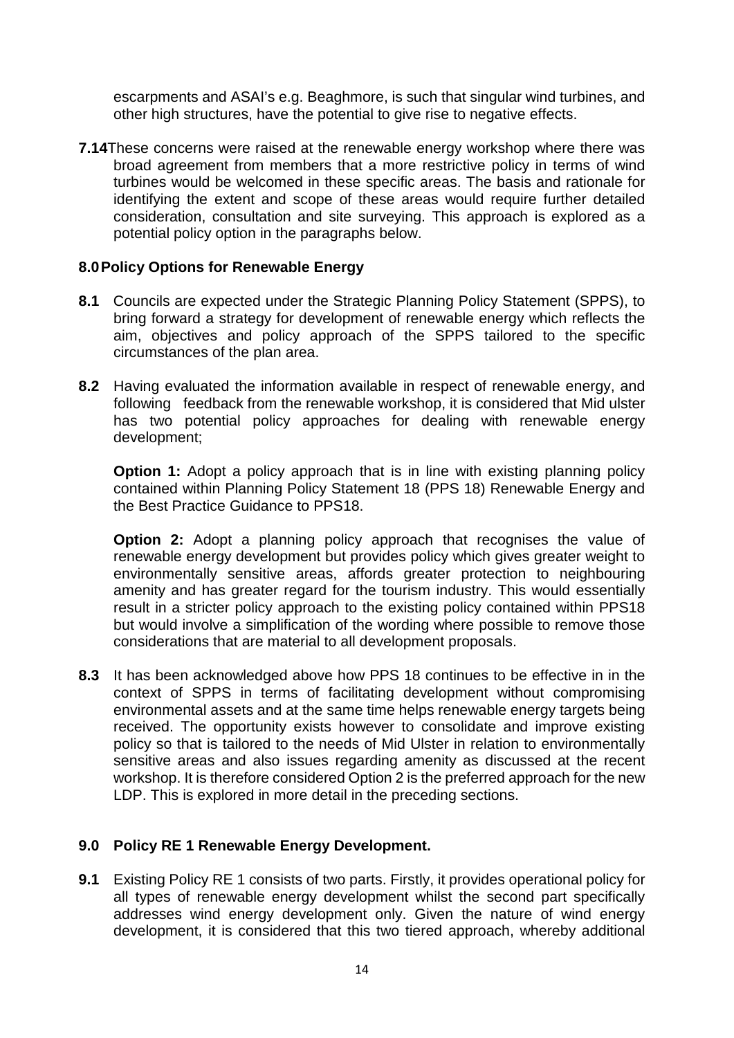escarpments and ASAI's e.g. Beaghmore, is such that singular wind turbines, and other high structures, have the potential to give rise to negative effects.

**7.14** These concerns were raised at the renewable energy workshop where there was broad agreement from members that a more restrictive policy in terms of wind turbines would be welcomed in these specific areas. The basis and rationale for identifying the extent and scope of these areas would require further detailed consideration, consultation and site surveying. This approach is explored as a potential policy option in the paragraphs below.

## 8.0 Policy Options for Renewable Energy

**8.1** Councils are expected under the Strategic Planning Policy Statement (SPPS), to bring forward a strategy for development of renewable energy which reflects the aim, objectives and policy approach of the SPPS tailored to the specific circumstances of the plan area.

**8.2** Having evaluated the information available in respect of renewable energy, and following feedback from the renewable workshop, it is considered that Mid ulster has two potential policy approaches for dealing with renewable energy development;

**Option 1:** Adopt a policy approach that is in line with existing planning policy contained within Planning Policy Statement 18 (PPS 18) Renewable Energy and the Best Practice Guidance to PPS18.

**Option 2:** Adopt a planning policy approach that recognises the value of renewable energy development but provides policy which gives greater weight to environmentally sensitive areas, affords greater protection to neighbouring amenity and has greater regard for the tourism industry. This would essentially result in a stricter policy approach to the existing policy contained within PPS18 but would involve a simplification of the wording where possible to remove those considerations that are material to all development proposals.

**8.3** It has been acknowledged above how PPS 18 continues to be effective in in the context of SPPS in terms of facilitating development without compromising environmental assets and at the same time helps renewable energy targets being received. The opportunity exists however to consolidate and improve existing policy so that is tailored to the needs of Mid Ulster in relation to environmentally sensitive areas and also issues regarding amenity as discussed at the recent workshop. It is therefore considered Option 2 is the preferred approach for the new LDP. This is explored in more detail in the preceding sections.

## 9.0 Policy RE 1 Renewable Energy Development.

**9.1** Existing Policy RE 1 consists of two parts. Firstly, it provides operational policy for all types of renewable energy development whilst the second part specifically addresses wind energy development only. Given the nature of wind energy development, it is considered that this two tiered approach, whereby additional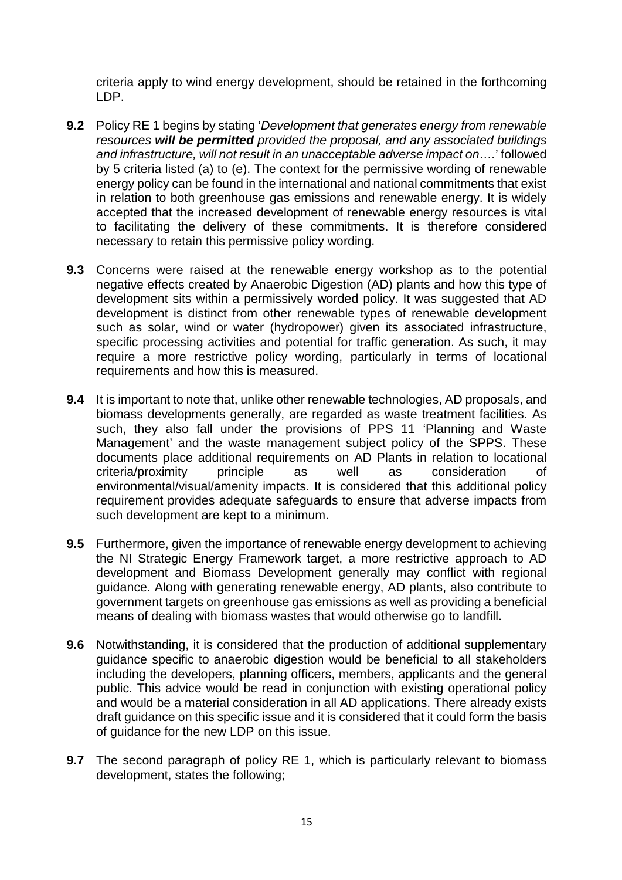criteria apply to wind energy development, should be retained in the forthcoming LDP.

**9.2** Policy RE 1 begins by stating '*Development that generates energy from renewable resources **will be permitted** provided the proposal, and any associated buildings and infrastructure, will not result in an unacceptable adverse impact on*….' followed by 5 criteria listed (a) to (e). The context for the permissive wording of renewable energy policy can be found in the international and national commitments that exist in relation to both greenhouse gas emissions and renewable energy. It is widely accepted that the increased development of renewable energy resources is vital to facilitating the delivery of these commitments. It is therefore considered necessary to retain this permissive policy wording.

**9.3** Concerns were raised at the renewable energy workshop as to the potential negative effects created by Anaerobic Digestion (AD) plants and how this type of development sits within a permissively worded policy. It was suggested that AD development is distinct from other renewable types of renewable development such as solar, wind or water (hydropower) given its associated infrastructure, specific processing activities and potential for traffic generation. As such, it may require a more restrictive policy wording, particularly in terms of locational requirements and how this is measured.

**9.4** It is important to note that, unlike other renewable technologies, AD proposals, and biomass developments generally, are regarded as waste treatment facilities. As such, they also fall under the provisions of PPS 11 'Planning and Waste Management' and the waste management subject policy of the SPPS. These documents place additional requirements on AD Plants in relation to locational criteria/proximity principle as well as consideration of environmental/visual/amenity impacts. It is considered that this additional policy requirement provides adequate safeguards to ensure that adverse impacts from such development are kept to a minimum.

**9.5** Furthermore, given the importance of renewable energy development to achieving the NI Strategic Energy Framework target, a more restrictive approach to AD development and Biomass Development generally may conflict with regional guidance. Along with generating renewable energy, AD plants, also contribute to government targets on greenhouse gas emissions as well as providing a beneficial means of dealing with biomass wastes that would otherwise go to landfill.

**9.6** Notwithstanding, it is considered that the production of additional supplementary guidance specific to anaerobic digestion would be beneficial to all stakeholders including the developers, planning officers, members, applicants and the general public. This advice would be read in conjunction with existing operational policy and would be a material consideration in all AD applications. There already exists draft guidance on this specific issue and it is considered that it could form the basis of guidance for the new LDP on this issue.

**9.7** The second paragraph of policy RE 1, which is particularly relevant to biomass development, states the following;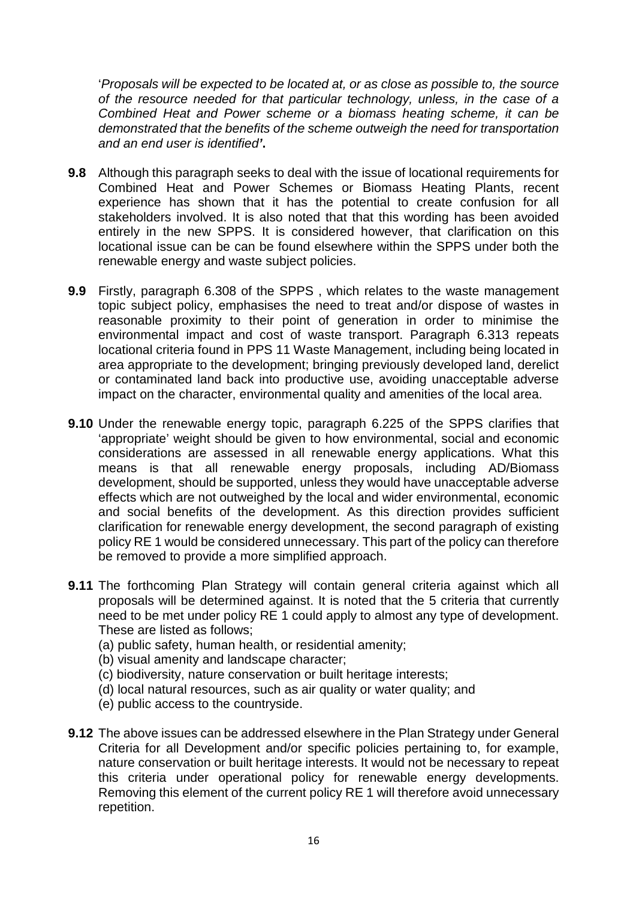'*Proposals will be expected to be located at, or as close as possible to, the source of the resource needed for that particular technology, unless, in the case of a Combined Heat and Power scheme or a biomass heating scheme, it can be demonstrated that the benefits of the scheme outweigh the need for transportation and an end user is identified***'.**

**9.8** Although this paragraph seeks to deal with the issue of locational requirements for Combined Heat and Power Schemes or Biomass Heating Plants, recent experience has shown that it has the potential to create confusion for all stakeholders involved. It is also noted that that this wording has been avoided entirely in the new SPPS. It is considered however, that clarification on this locational issue can be can be found elsewhere within the SPPS under both the renewable energy and waste subject policies.

**9.9** Firstly, paragraph 6.308 of the SPPS , which relates to the waste management topic subject policy, emphasises the need to treat and/or dispose of wastes in reasonable proximity to their point of generation in order to minimise the environmental impact and cost of waste transport. Paragraph 6.313 repeats locational criteria found in PPS 11 Waste Management, including being located in area appropriate to the development; bringing previously developed land, derelict or contaminated land back into productive use, avoiding unacceptable adverse impact on the character, environmental quality and amenities of the local area.

**9.10** Under the renewable energy topic, paragraph 6.225 of the SPPS clarifies that 'appropriate' weight should be given to how environmental, social and economic considerations are assessed in all renewable energy applications. What this means is that all renewable energy proposals, including AD/Biomass development, should be supported, unless they would have unacceptable adverse effects which are not outweighed by the local and wider environmental, economic and social benefits of the development. As this direction provides sufficient clarification for renewable energy development, the second paragraph of existing policy RE 1 would be considered unnecessary. This part of the policy can therefore be removed to provide a more simplified approach.

**9.11** The forthcoming Plan Strategy will contain general criteria against which all proposals will be determined against. It is noted that the 5 criteria that currently need to be met under policy RE 1 could apply to almost any type of development. These are listed as follows;

(a) public safety, human health, or residential amenity;
(b) visual amenity and landscape character;
(c) biodiversity, nature conservation or built heritage interests;
(d) local natural resources, such as air quality or water quality; and
(e) public access to the countryside.

**9.12** The above issues can be addressed elsewhere in the Plan Strategy under General Criteria for all Development and/or specific policies pertaining to, for example, nature conservation or built heritage interests. It would not be necessary to repeat this criteria under operational policy for renewable energy developments. Removing this element of the current policy RE 1 will therefore avoid unnecessary repetition.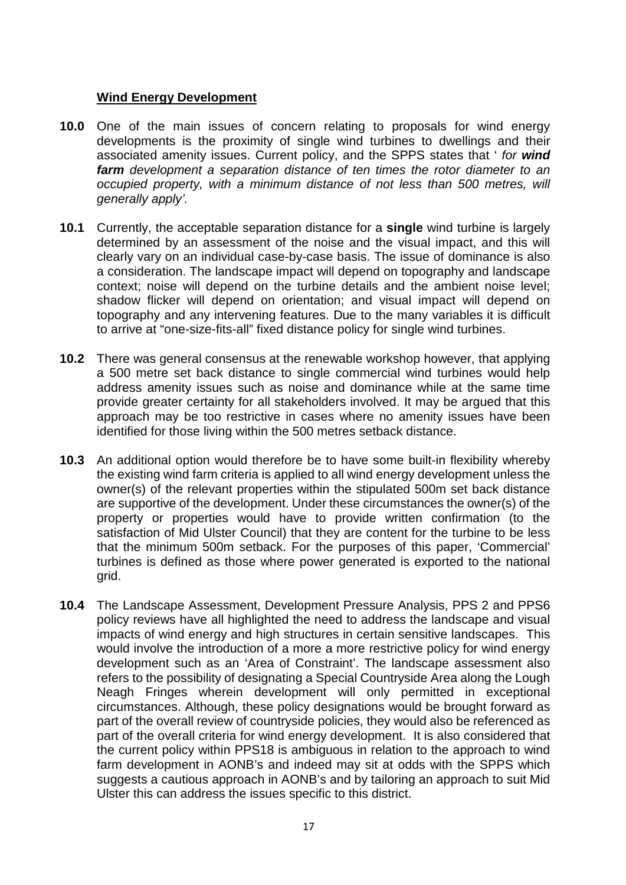**Wind Energy Development**

**10.0** One of the main issues of concern relating to proposals for wind energy developments is the proximity of single wind turbines to dwellings and their associated amenity issues. Current policy, and the SPPS states that ' *for **wind farm** development a separation distance of ten times the rotor diameter to an occupied property, with a minimum distance of not less than 500 metres, will generally apply'*.

**10.1** Currently, the acceptable separation distance for a **single** wind turbine is largely determined by an assessment of the noise and the visual impact, and this will clearly vary on an individual case-by-case basis. The issue of dominance is also a consideration. The landscape impact will depend on topography and landscape context; noise will depend on the turbine details and the ambient noise level; shadow flicker will depend on orientation; and visual impact will depend on topography and any intervening features. Due to the many variables it is difficult to arrive at "one-size-fits-all" fixed distance policy for single wind turbines.

**10.2** There was general consensus at the renewable workshop however, that applying a 500 metre set back distance to single commercial wind turbines would help address amenity issues such as noise and dominance while at the same time provide greater certainty for all stakeholders involved. It may be argued that this approach may be too restrictive in cases where no amenity issues have been identified for those living within the 500 metres setback distance.

**10.3** An additional option would therefore be to have some built-in flexibility whereby the existing wind farm criteria is applied to all wind energy development unless the owner(s) of the relevant properties within the stipulated 500m set back distance are supportive of the development. Under these circumstances the owner(s) of the property or properties would have to provide written confirmation (to the satisfaction of Mid Ulster Council) that they are content for the turbine to be less that the minimum 500m setback. For the purposes of this paper, 'Commercial' turbines is defined as those where power generated is exported to the national grid.

**10.4** The Landscape Assessment, Development Pressure Analysis, PPS 2 and PPS6 policy reviews have all highlighted the need to address the landscape and visual impacts of wind energy and high structures in certain sensitive landscapes. This would involve the introduction of a more a more restrictive policy for wind energy development such as an 'Area of Constraint'. The landscape assessment also refers to the possibility of designating a Special Countryside Area along the Lough Neagh Fringes wherein development will only permitted in exceptional circumstances. Although, these policy designations would be brought forward as part of the overall review of countryside policies, they would also be referenced as part of the overall criteria for wind energy development. It is also considered that the current policy within PPS18 is ambiguous in relation to the approach to wind farm development in AONB's and indeed may sit at odds with the SPPS which suggests a cautious approach in AONB's and by tailoring an approach to suit Mid Ulster this can address the issues specific to this district.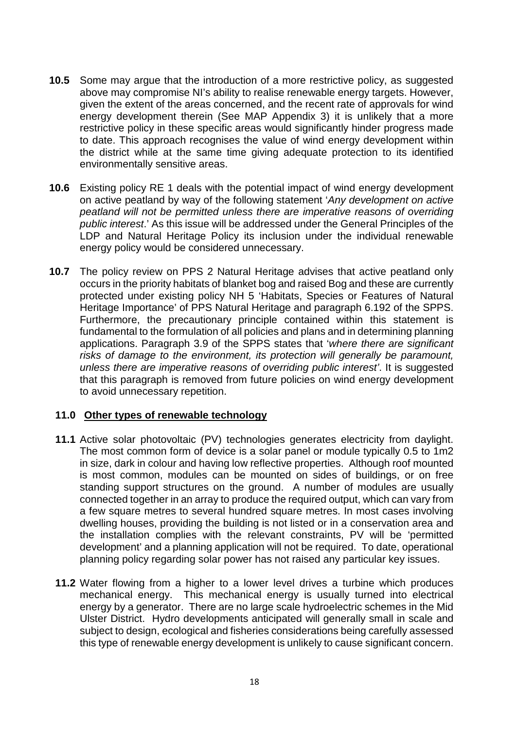**10.5** Some may argue that the introduction of a more restrictive policy, as suggested above may compromise NI's ability to realise renewable energy targets. However, given the extent of the areas concerned, and the recent rate of approvals for wind energy development therein (See MAP Appendix 3) it is unlikely that a more restrictive policy in these specific areas would significantly hinder progress made to date. This approach recognises the value of wind energy development within the district while at the same time giving adequate protection to its identified environmentally sensitive areas.

**10.6** Existing policy RE 1 deals with the potential impact of wind energy development on active peatland by way of the following statement '*Any development on active peatland will not be permitted unless there are imperative reasons of overriding public interest*.' As this issue will be addressed under the General Principles of the LDP and Natural Heritage Policy its inclusion under the individual renewable energy policy would be considered unnecessary.

**10.7** The policy review on PPS 2 Natural Heritage advises that active peatland only occurs in the priority habitats of blanket bog and raised Bog and these are currently protected under existing policy NH 5 'Habitats, Species or Features of Natural Heritage Importance' of PPS Natural Heritage and paragraph 6.192 of the SPPS. Furthermore, the precautionary principle contained within this statement is fundamental to the formulation of all policies and plans and in determining planning applications. Paragraph 3.9 of the SPPS states that '*where there are significant risks of damage to the environment, its protection will generally be paramount, unless there are imperative reasons of overriding public interest'*. It is suggested that this paragraph is removed from future policies on wind energy development to avoid unnecessary repetition.

## 11.0 Other types of renewable technology

**11.1** Active solar photovoltaic (PV) technologies generates electricity from daylight. The most common form of device is a solar panel or module typically 0.5 to 1m2 in size, dark in colour and having low reflective properties. Although roof mounted is most common, modules can be mounted on sides of buildings, or on free standing support structures on the ground. A number of modules are usually connected together in an array to produce the required output, which can vary from a few square metres to several hundred square metres. In most cases involving dwelling houses, providing the building is not listed or in a conservation area and the installation complies with the relevant constraints, PV will be 'permitted development' and a planning application will not be required. To date, operational planning policy regarding solar power has not raised any particular key issues.

**11.2** Water flowing from a higher to a lower level drives a turbine which produces mechanical energy. This mechanical energy is usually turned into electrical energy by a generator. There are no large scale hydroelectric schemes in the Mid Ulster District. Hydro developments anticipated will generally small in scale and subject to design, ecological and fisheries considerations being carefully assessed this type of renewable energy development is unlikely to cause significant concern.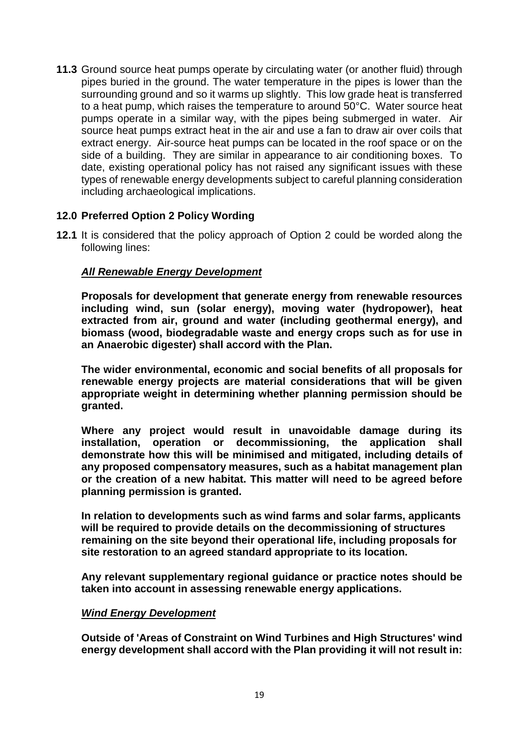**11.3** Ground source heat pumps operate by circulating water (or another fluid) through pipes buried in the ground. The water temperature in the pipes is lower than the surrounding ground and so it warms up slightly. This low grade heat is transferred to a heat pump, which raises the temperature to around 50°C. Water source heat pumps operate in a similar way, with the pipes being submerged in water. Air source heat pumps extract heat in the air and use a fan to draw air over coils that extract energy. Air-source heat pumps can be located in the roof space or on the side of a building. They are similar in appearance to air conditioning boxes. To date, existing operational policy has not raised any significant issues with these types of renewable energy developments subject to careful planning consideration including archaeological implications.

## 12.0 Preferred Option 2 Policy Wording

**12.1** It is considered that the policy approach of Option 2 could be worded along the following lines:

***All Renewable Energy Development***

**Proposals for development that generate energy from renewable resources including wind, sun (solar energy), moving water (hydropower), heat extracted from air, ground and water (including geothermal energy), and biomass (wood, biodegradable waste and energy crops such as for use in an Anaerobic digester) shall accord with the Plan.**

**The wider environmental, economic and social benefits of all proposals for renewable energy projects are material considerations that will be given appropriate weight in determining whether planning permission should be granted.**

**Where any project would result in unavoidable damage during its installation, operation or decommissioning, the application shall demonstrate how this will be minimised and mitigated, including details of any proposed compensatory measures, such as a habitat management plan or the creation of a new habitat. This matter will need to be agreed before planning permission is granted.**

**In relation to developments such as wind farms and solar farms, applicants will be required to provide details on the decommissioning of structures remaining on the site beyond their operational life, including proposals for site restoration to an agreed standard appropriate to its location.**

**Any relevant supplementary regional guidance or practice notes should be taken into account in assessing renewable energy applications.**

***Wind Energy Development***

**Outside of 'Areas of Constraint on Wind Turbines and High Structures' wind energy development shall accord with the Plan providing it will not result in:**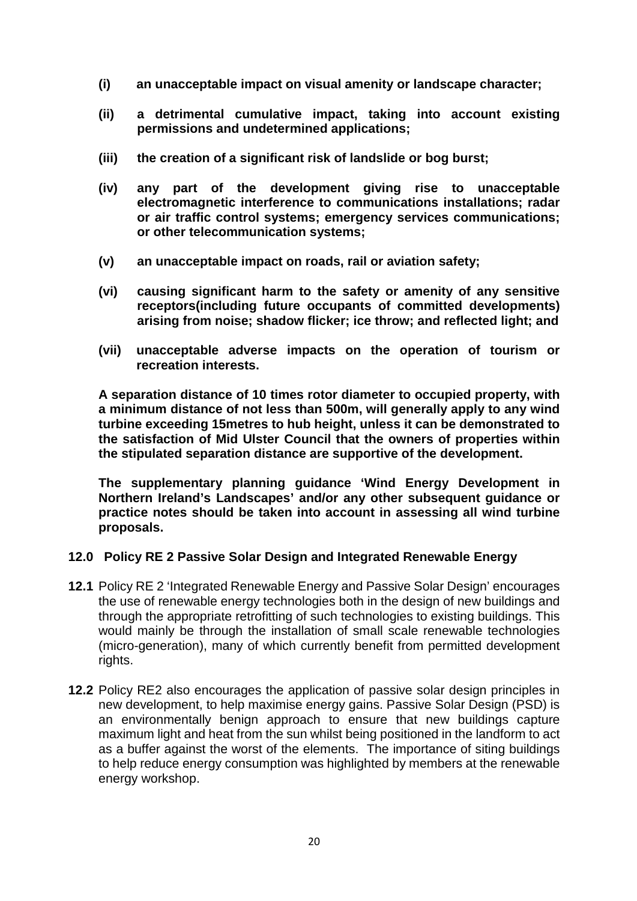**(i)** **an unacceptable impact on visual amenity or landscape character;**

**(ii)** **a detrimental cumulative impact, taking into account existing permissions and undetermined applications;**

**(iii)** **the creation of a significant risk of landslide or bog burst;**

**(iv)** **any part of the development giving rise to unacceptable electromagnetic interference to communications installations; radar or air traffic control systems; emergency services communications; or other telecommunication systems;**

**(v)** **an unacceptable impact on roads, rail or aviation safety;**

**(vi)** **causing significant harm to the safety or amenity of any sensitive receptors(including future occupants of committed developments) arising from noise; shadow flicker; ice throw; and reflected light; and**

**(vii)** **unacceptable adverse impacts on the operation of tourism or recreation interests.**

**A separation distance of 10 times rotor diameter to occupied property, with a minimum distance of not less than 500m, will generally apply to any wind turbine exceeding 15metres to hub height, unless it can be demonstrated to the satisfaction of Mid Ulster Council that the owners of properties within the stipulated separation distance are supportive of the development.**

**The supplementary planning guidance 'Wind Energy Development in Northern Ireland's Landscapes' and/or any other subsequent guidance or practice notes should be taken into account in assessing all wind turbine proposals.**

## 12.0 Policy RE 2 Passive Solar Design and Integrated Renewable Energy

**12.1** Policy RE 2 'Integrated Renewable Energy and Passive Solar Design' encourages the use of renewable energy technologies both in the design of new buildings and through the appropriate retrofitting of such technologies to existing buildings. This would mainly be through the installation of small scale renewable technologies (micro-generation), many of which currently benefit from permitted development rights.

**12.2** Policy RE2 also encourages the application of passive solar design principles in new development, to help maximise energy gains. Passive Solar Design (PSD) is an environmentally benign approach to ensure that new buildings capture maximum light and heat from the sun whilst being positioned in the landform to act as a buffer against the worst of the elements. The importance of siting buildings to help reduce energy consumption was highlighted by members at the renewable energy workshop.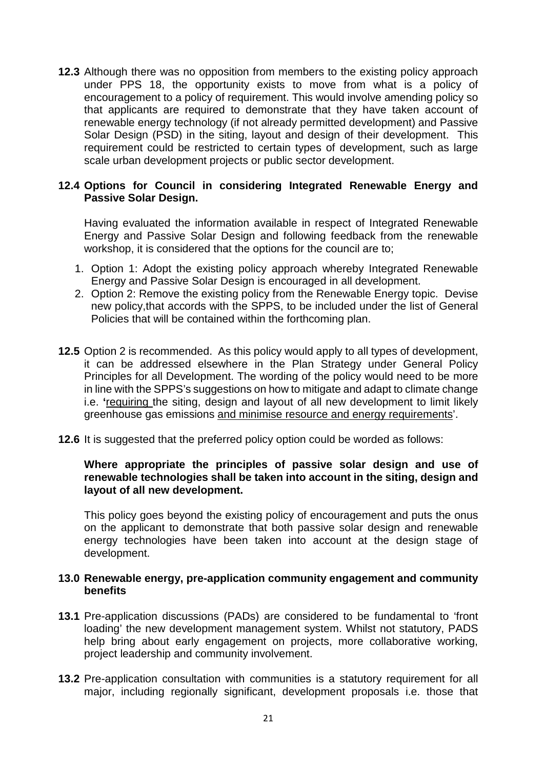**12.3** Although there was no opposition from members to the existing policy approach under PPS 18, the opportunity exists to move from what is a policy of encouragement to a policy of requirement. This would involve amending policy so that applicants are required to demonstrate that they have taken account of renewable energy technology (if not already permitted development) and Passive Solar Design (PSD) in the siting, layout and design of their development. This requirement could be restricted to certain types of development, such as large scale urban development projects or public sector development.

**12.4 Options for Council in considering Integrated Renewable Energy and Passive Solar Design.**

Having evaluated the information available in respect of Integrated Renewable Energy and Passive Solar Design and following feedback from the renewable workshop, it is considered that the options for the council are to;

1. Option 1: Adopt the existing policy approach whereby Integrated Renewable Energy and Passive Solar Design is encouraged in all development.
2. Option 2: Remove the existing policy from the Renewable Energy topic. Devise new policy,that accords with the SPPS, to be included under the list of General Policies that will be contained within the forthcoming plan.

**12.5** Option 2 is recommended. As this policy would apply to all types of development, it can be addressed elsewhere in the Plan Strategy under General Policy Principles for all Development. The wording of the policy would need to be more in line with the SPPS's suggestions on how to mitigate and adapt to climate change i.e. **'**<u>requiring </u>the siting, design and layout of all new development to limit likely greenhouse gas emissions <u>and minimise resource and energy requirements</u>'.

**12.6** It is suggested that the preferred policy option could be worded as follows:

**Where appropriate the principles of passive solar design and use of renewable technologies shall be taken into account in the siting, design and layout of all new development.**

This policy goes beyond the existing policy of encouragement and puts the onus on the applicant to demonstrate that both passive solar design and renewable energy technologies have been taken into account at the design stage of development.

**13.0 Renewable energy, pre-application community engagement and community benefits**

**13.1** Pre-application discussions (PADs) are considered to be fundamental to 'front loading' the new development management system. Whilst not statutory, PADS help bring about early engagement on projects, more collaborative working, project leadership and community involvement.

**13.2** Pre-application consultation with communities is a statutory requirement for all major, including regionally significant, development proposals i.e. those that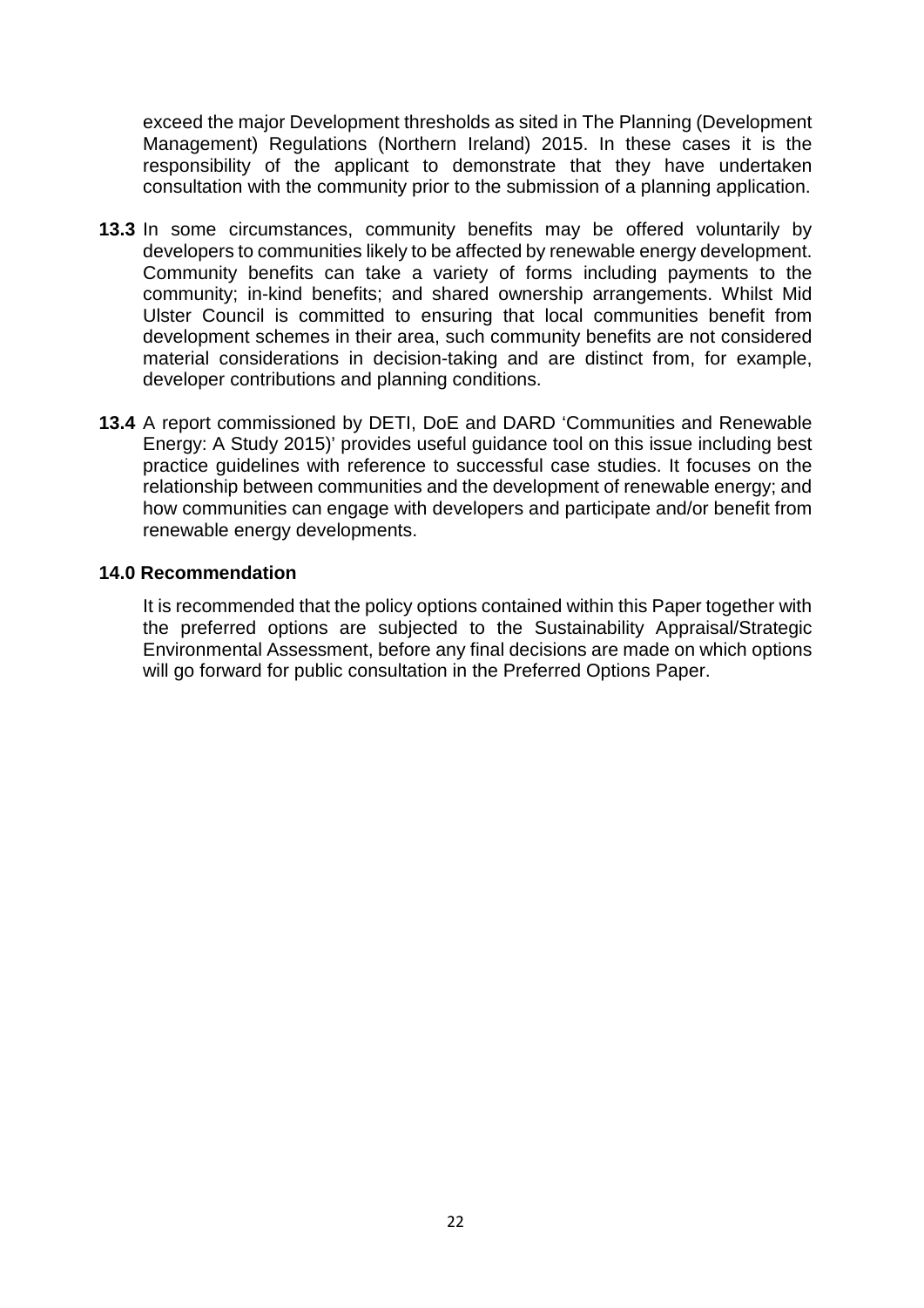exceed the major Development thresholds as sited in The Planning (Development Management) Regulations (Northern Ireland) 2015. In these cases it is the responsibility of the applicant to demonstrate that they have undertaken consultation with the community prior to the submission of a planning application.

**13.3** In some circumstances, community benefits may be offered voluntarily by developers to communities likely to be affected by renewable energy development. Community benefits can take a variety of forms including payments to the community; in-kind benefits; and shared ownership arrangements. Whilst Mid Ulster Council is committed to ensuring that local communities benefit from development schemes in their area, such community benefits are not considered material considerations in decision-taking and are distinct from, for example, developer contributions and planning conditions.

**13.4** A report commissioned by DETI, DoE and DARD 'Communities and Renewable Energy: A Study 2015)' provides useful guidance tool on this issue including best practice guidelines with reference to successful case studies. It focuses on the relationship between communities and the development of renewable energy; and how communities can engage with developers and participate and/or benefit from renewable energy developments.

## 14.0 Recommendation

It is recommended that the policy options contained within this Paper together with the preferred options are subjected to the Sustainability Appraisal/Strategic Environmental Assessment, before any final decisions are made on which options will go forward for public consultation in the Preferred Options Paper.